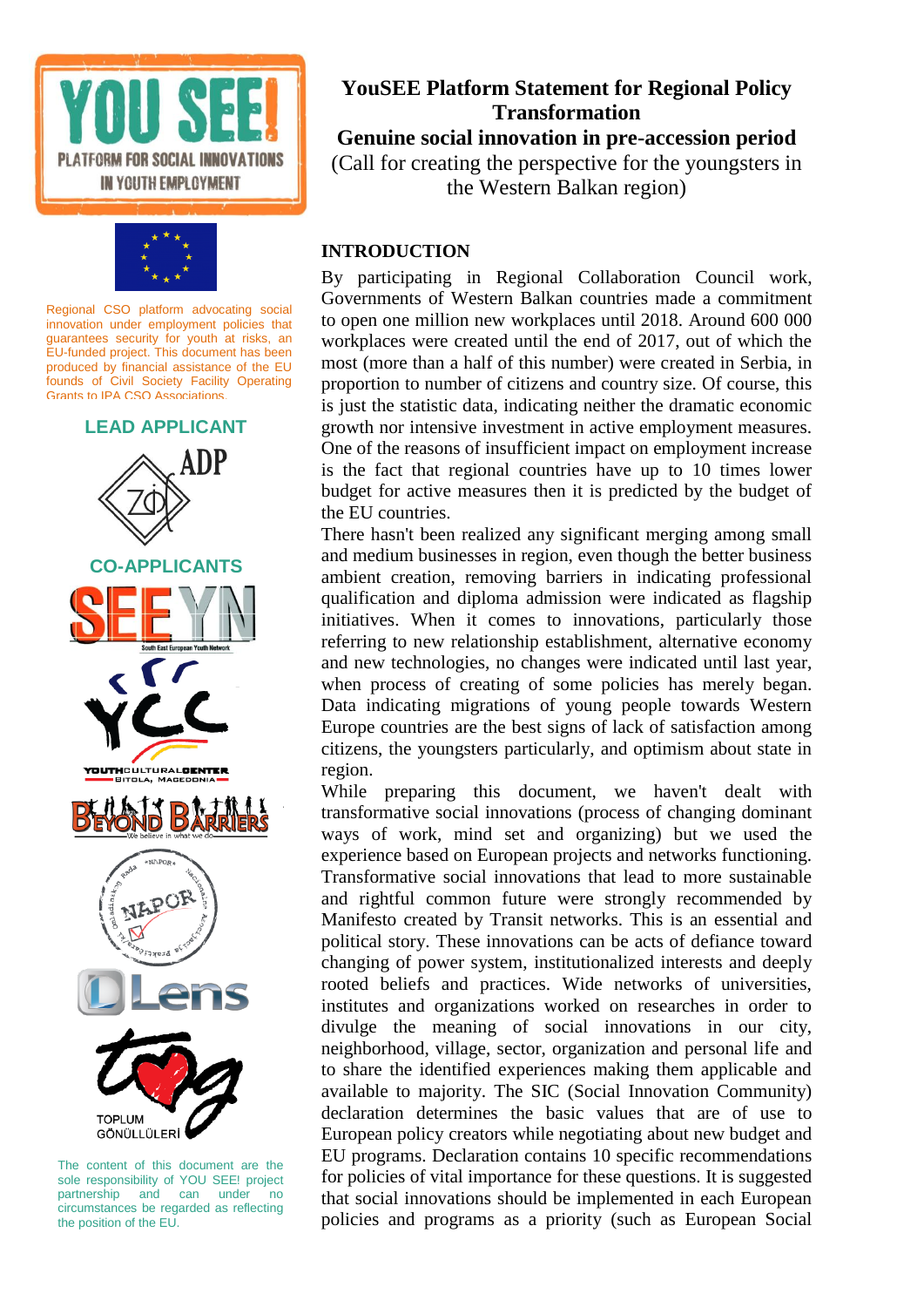Regional CSO platform advocating social innovation under employment policies that guarantees security for youth at risks, an EU-funded project. This document has been produced by financial assistance of the EU founds of Civil Society Facility Operating Grants to IPA CSO Associations.

**LEAD APPLICANT**

**CO-APPLICANTS**

The content of this document are the sole responsibility of YOU SEE! project partnership and can under no circumstances be regarded as reflecting the position of the EU.

# YouSEE Platform Statement for Regional Policy Transformation

## Genuine social innovation in pre-accession period

(Call for creating the perspective for the youngsters in the Western Balkan region)

## INTRODUCTION

By participating in Regional Collaboration Council work, Governments of Western Balkan countries made a commitment to open one million new workplaces until 2018. Around 600 000 workplaces were created until the end of 2017, out of which the most (more than a half of this number) were created in Serbia, in proportion to number of citizens and country size. Of course, this is just the statistic data, indicating neither the dramatic economic growth nor intensive investment in active employment measures. One of the reasons of insufficient impact on employment increase is the fact that regional countries have up to 10 times lower budget for active measures then it is predicted by the budget of the EU countries.

There hasn't been realized any significant merging among small and medium businesses in region, even though the better business ambient creation, removing barriers in indicating professional qualification and diploma admission were indicated as flagship initiatives. When it comes to innovations, particularly those referring to new relationship establishment, alternative economy and new technologies, no changes were indicated until last year, when process of creating of some policies has merely began. Data indicating migrations of young people towards Western Europe countries are the best signs of lack of satisfaction among citizens, the youngsters particularly, and optimism about state in region.

While preparing this document, we haven't dealt with transformative social innovations (process of changing dominant ways of work, mind set and organizing) but we used the experience based on European projects and networks functioning. Transformative social innovations that lead to more sustainable and rightful common future were strongly recommended by Manifesto created by Transit networks. This is an essential and political story. These innovations can be acts of defiance toward changing of power system, institutionalized interests and deeply rooted beliefs and practices. Wide networks of universities, institutes and organizations worked on researches in order to divulge the meaning of social innovations in our city, neighborhood, village, sector, organization and personal life and to share the identified experiences making them applicable and available to majority. The SIC (Social Innovation Community) declaration determines the basic values that are of use to European policy creators while negotiating about new budget and EU programs. Declaration contains 10 specific recommendations for policies of vital importance for these questions. It is suggested that social innovations should be implemented in each European policies and programs as a priority (such as European Social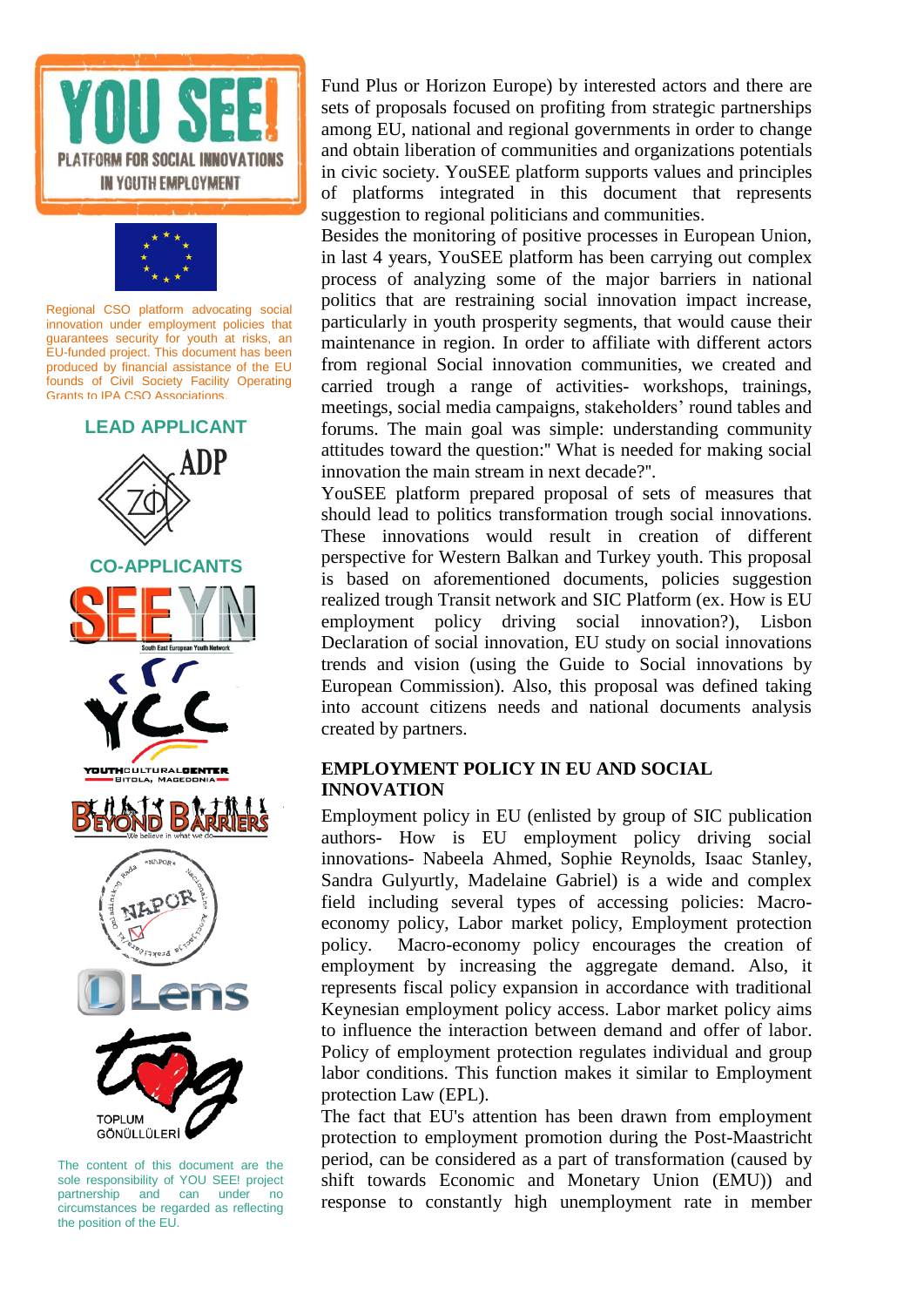Regional CSO platform advocating social innovation under employment policies that guarantees security for youth at risks, an EU-funded project. This document has been produced by financial assistance of the EU founds of Civil Society Facility Operating Grants to IPA CSO Associations.

**LEAD APPLICANT**

**CO-APPLICANTS**

The content of this document are the sole responsibility of YOU SEE! project partnership and can under no circumstances be regarded as reflecting the position of the EU.

Fund Plus or Horizon Europe) by interested actors and there are sets of proposals focused on profiting from strategic partnerships among EU, national and regional governments in order to change and obtain liberation of communities and organizations potentials in civic society. YouSEE platform supports values and principles of platforms integrated in this document that represents suggestion to regional politicians and communities.

Besides the monitoring of positive processes in European Union, in last 4 years, YouSEE platform has been carrying out complex process of analyzing some of the major barriers in national politics that are restraining social innovation impact increase, particularly in youth prosperity segments, that would cause their maintenance in region. In order to affiliate with different actors from regional Social innovation communities, we created and carried trough a range of activities- workshops, trainings, meetings, social media campaigns, stakeholders' round tables and forums. The main goal was simple: understanding community attitudes toward the question:" What is needed for making social innovation the main stream in next decade?".

YouSEE platform prepared proposal of sets of measures that should lead to politics transformation trough social innovations. These innovations would result in creation of different perspective for Western Balkan and Turkey youth. This proposal is based on aforementioned documents, policies suggestion realized trough Transit network and SIC Platform (ex. How is EU employment policy driving social innovation?), Lisbon Declaration of social innovation, EU study on social innovations trends and vision (using the Guide to Social innovations by European Commission). Also, this proposal was defined taking into account citizens needs and national documents analysis created by partners.

## EMPLOYMENT POLICY IN EU AND SOCIAL INNOVATION

Employment policy in EU (enlisted by group of SIC publication authors- How is EU employment policy driving social innovations- Nabeela Ahmed, Sophie Reynolds, Isaac Stanley, Sandra Gulyurtly, Madelaine Gabriel) is a wide and complex field including several types of accessing policies: Macro-economy policy, Labor market policy, Employment protection policy. Macro-economy policy encourages the creation of employment by increasing the aggregate demand. Also, it represents fiscal policy expansion in accordance with traditional Keynesian employment policy access. Labor market policy aims to influence the interaction between demand and offer of labor. Policy of employment protection regulates individual and group labor conditions. This function makes it similar to Employment protection Law (EPL).

The fact that EU's attention has been drawn from employment protection to employment promotion during the Post-Maastricht period, can be considered as a part of transformation (caused by shift towards Economic and Monetary Union (EMU)) and response to constantly high unemployment rate in member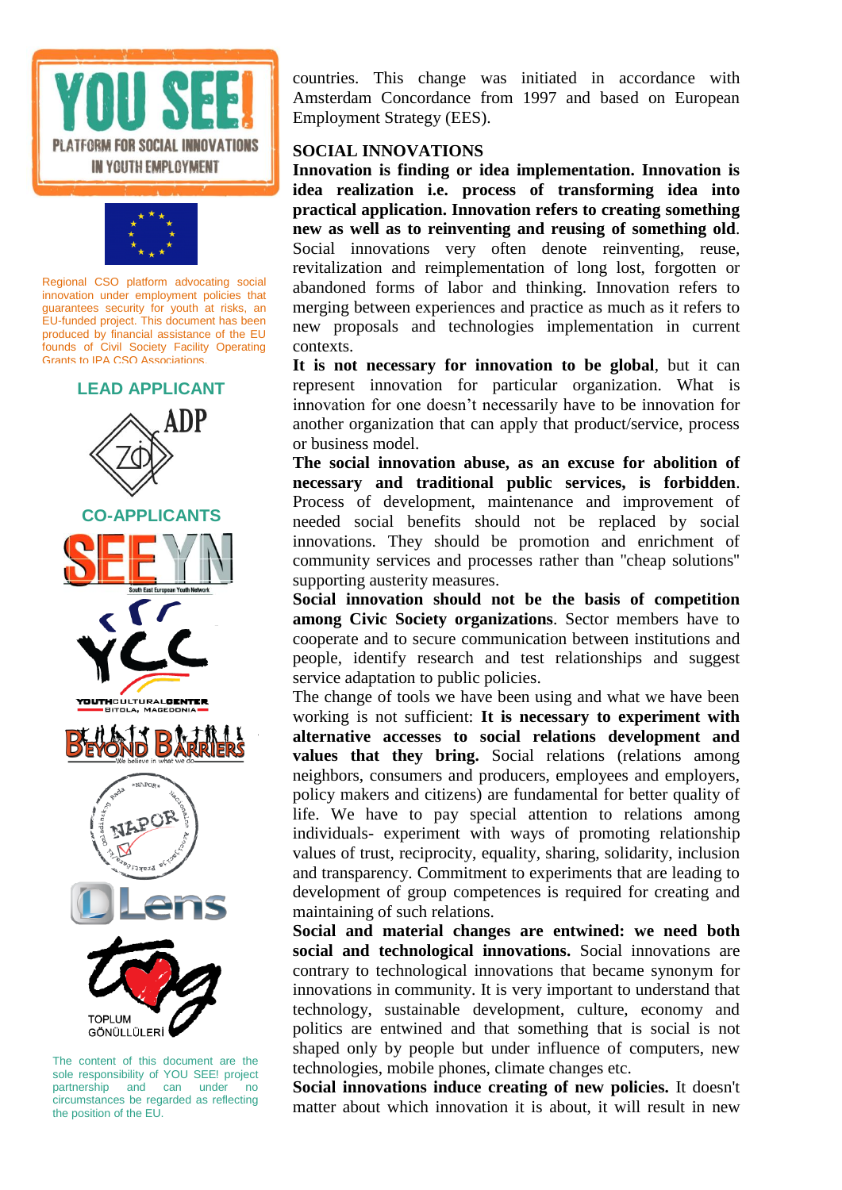countries. This change was initiated in accordance with Amsterdam Concordance from 1997 and based on European Employment Strategy (EES).

## SOCIAL INNOVATIONS

**Innovation is finding or idea implementation. Innovation is idea realization i.e. process of transforming idea into practical application. Innovation refers to creating something new as well as to reinventing and reusing of something old**. Social innovations very often denote reinventing, reuse, revitalization and reimplementation of long lost, forgotten or abandoned forms of labor and thinking. Innovation refers to merging between experiences and practice as much as it refers to new proposals and technologies implementation in current contexts.

**It is not necessary for innovation to be global**, but it can represent innovation for particular organization. What is innovation for one doesn't necessarily have to be innovation for another organization that can apply that product/service, process or business model.

**The social innovation abuse, as an excuse for abolition of necessary and traditional public services, is forbidden**. Process of development, maintenance and improvement of needed social benefits should not be replaced by social innovations. They should be promotion and enrichment of community services and processes rather than "cheap solutions" supporting austerity measures.

**Social innovation should not be the basis of competition among Civic Society organizations**. Sector members have to cooperate and to secure communication between institutions and people, identify research and test relationships and suggest service adaptation to public policies.

The change of tools we have been using and what we have been working is not sufficient: **It is necessary to experiment with alternative accesses to social relations development and values that they bring.** Social relations (relations among neighbors, consumers and producers, employees and employers, policy makers and citizens) are fundamental for better quality of life. We have to pay special attention to relations among individuals- experiment with ways of promoting relationship values of trust, reciprocity, equality, sharing, solidarity, inclusion and transparency. Commitment to experiments that are leading to development of group competences is required for creating and maintaining of such relations.

**Social and material changes are entwined: we need both social and technological innovations.** Social innovations are contrary to technological innovations that became synonym for innovations in community. It is very important to understand that technology, sustainable development, culture, economy and politics are entwined and that something that is social is not shaped only by people but under influence of computers, new technologies, mobile phones, climate changes etc.

**Social innovations induce creating of new policies.** It doesn't matter about which innovation it is about, it will result in new

YOU SEE! PLATFORM FOR SOCIAL INNOVATIONS IN YOUTH EMPLOYMENT

Regional CSO platform advocating social innovation under employment policies that guarantees security for youth at risks, an EU-funded project. This document has been produced by financial assistance of the EU founds of Civil Society Facility Operating Grants to IPA CSO Associations.

LEAD APPLICANT

ADP

CO-APPLICANTS

The content of this document are the sole responsibility of YOU SEE! project partnership and can under no circumstances be regarded as reflecting the position of the EU.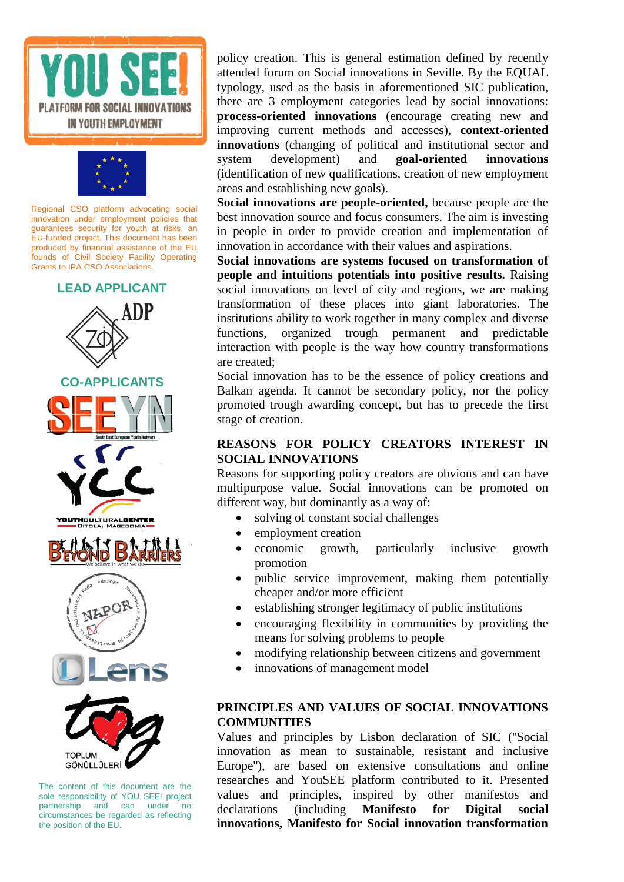Regional CSO platform advocating social innovation under employment policies that guarantees security for youth at risks, an EU-funded project. This document has been produced by financial assistance of the EU founds of Civil Society Facility Operating Grants to IPA CSO Associations.

**LEAD APPLICANT**

**CO-APPLICANTS**

The content of this document are the sole responsibility of YOU SEE! project partnership and can under no circumstances be regarded as reflecting the position of the EU.

policy creation. This is general estimation defined by recently attended forum on Social innovations in Seville. By the EQUAL typology, used as the basis in aforementioned SIC publication, there are 3 employment categories lead by social innovations: **process-oriented innovations** (encourage creating new and improving current methods and accesses), **context-oriented innovations** (changing of political and institutional sector and system development) and **goal-oriented innovations** (identification of new qualifications, creation of new employment areas and establishing new goals).

**Social innovations are people-oriented,** because people are the best innovation source and focus consumers. The aim is investing in people in order to provide creation and implementation of innovation in accordance with their values and aspirations.

**Social innovations are systems focused on transformation of people and intuitions potentials into positive results.** Raising social innovations on level of city and regions, we are making transformation of these places into giant laboratories. The institutions ability to work together in many complex and diverse functions, organized trough permanent and predictable interaction with people is the way how country transformations are created;

Social innovation has to be the essence of policy creations and Balkan agenda. It cannot be secondary policy, nor the policy promoted trough awarding concept, but has to precede the first stage of creation.

## REASONS FOR POLICY CREATORS INTEREST IN SOCIAL INNOVATIONS

Reasons for supporting policy creators are obvious and can have multipurpose value. Social innovations can be promoted on different way, but dominantly as a way of:

- solving of constant social challenges
- employment creation
- economic growth, particularly inclusive growth promotion
- public service improvement, making them potentially cheaper and/or more efficient
- establishing stronger legitimacy of public institutions
- encouraging flexibility in communities by providing the means for solving problems to people
- modifying relationship between citizens and government
- innovations of management model

## PRINCIPLES AND VALUES OF SOCIAL INNOVATIONS COMMUNITIES

Values and principles by Lisbon declaration of SIC ("Social innovation as mean to sustainable, resistant and inclusive Europe"), are based on extensive consultations and online researches and YouSEE platform contributed to it. Presented values and principles, inspired by other manifestos and declarations (including **Manifesto for Digital social innovations, Manifesto for Social innovation transformation**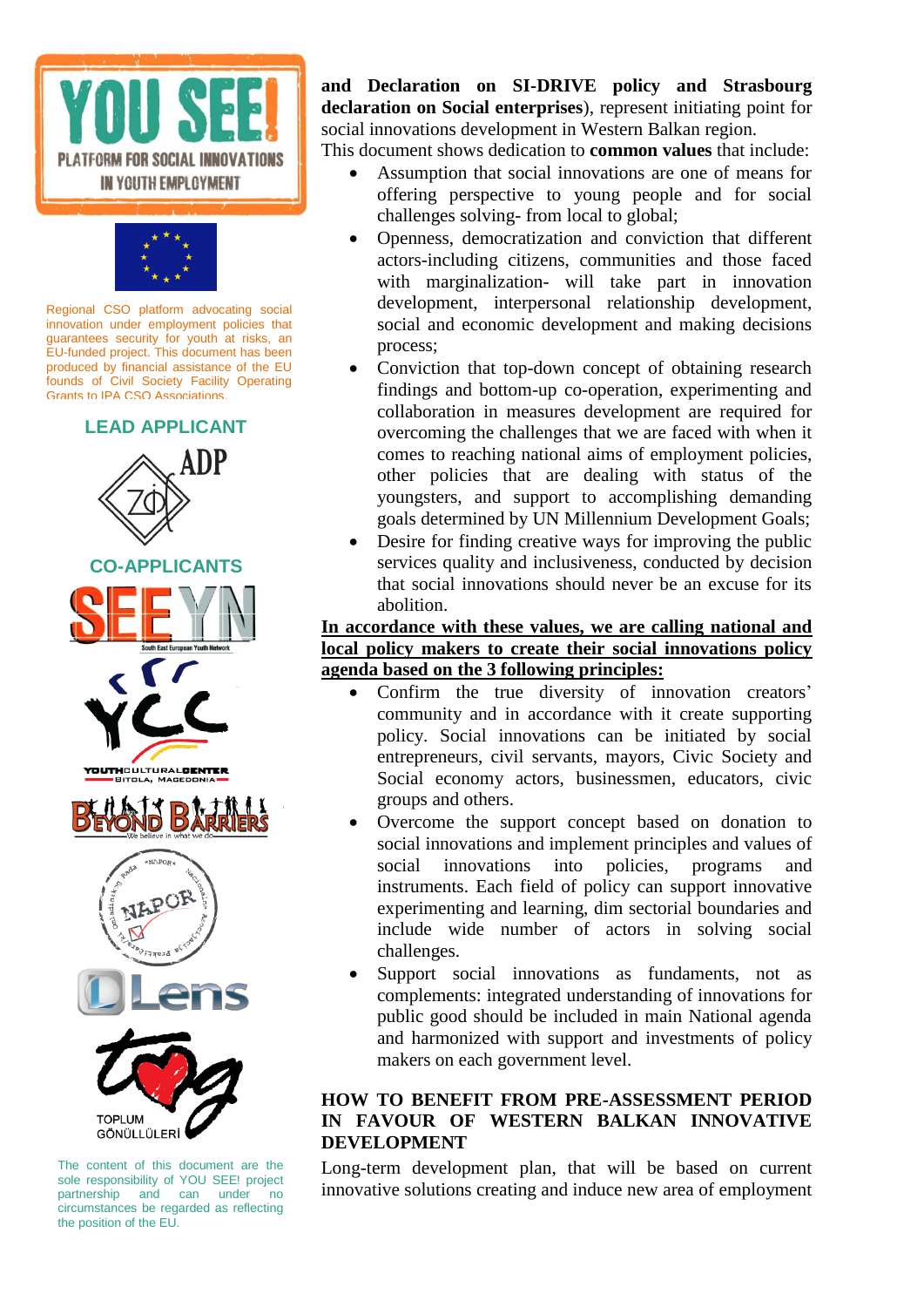YOU SEE!
PLATFORM FOR SOCIAL INNOVATIONS IN YOUTH EMPLOYMENT

Regional CSO platform advocating social innovation under employment policies that guarantees security for youth at risks, an EU-funded project. This document has been produced by financial assistance of the EU founds of Civil Society Facility Operating Grants to IPA CSO Associations.

LEAD APPLICANT

CO-APPLICANTS

The content of this document are the sole responsibility of YOU SEE! project partnership and can under no circumstances be regarded as reflecting the position of the EU.

**and Declaration on SI-DRIVE policy and Strasbourg declaration on Social enterprises**), represent initiating point for social innovations development in Western Balkan region.

This document shows dedication to **common values** that include:

- Assumption that social innovations are one of means for offering perspective to young people and for social challenges solving- from local to global;
- Openness, democratization and conviction that different actors-including citizens, communities and those faced with marginalization- will take part in innovation development, interpersonal relationship development, social and economic development and making decisions process;
- Conviction that top-down concept of obtaining research findings and bottom-up co-operation, experimenting and collaboration in measures development are required for overcoming the challenges that we are faced with when it comes to reaching national aims of employment policies, other policies that are dealing with status of the youngsters, and support to accomplishing demanding goals determined by UN Millennium Development Goals;
- Desire for finding creative ways for improving the public services quality and inclusiveness, conducted by decision that social innovations should never be an excuse for its abolition.

**In accordance with these values, we are calling national and local policy makers to create their social innovations policy agenda based on the 3 following principles:**

- Confirm the true diversity of innovation creators' community and in accordance with it create supporting policy. Social innovations can be initiated by social entrepreneurs, civil servants, mayors, Civic Society and Social economy actors, businessmen, educators, civic groups and others.
- Overcome the support concept based on donation to social innovations and implement principles and values of social innovations into policies, programs and instruments. Each field of policy can support innovative experimenting and learning, dim sectorial boundaries and include wide number of actors in solving social challenges.
- Support social innovations as fundaments, not as complements: integrated understanding of innovations for public good should be included in main National agenda and harmonized with support and investments of policy makers on each government level.

## HOW TO BENEFIT FROM PRE-ASSESSMENT PERIOD IN FAVOUR OF WESTERN BALKAN INNOVATIVE DEVELOPMENT

Long-term development plan, that will be based on current innovative solutions creating and induce new area of employment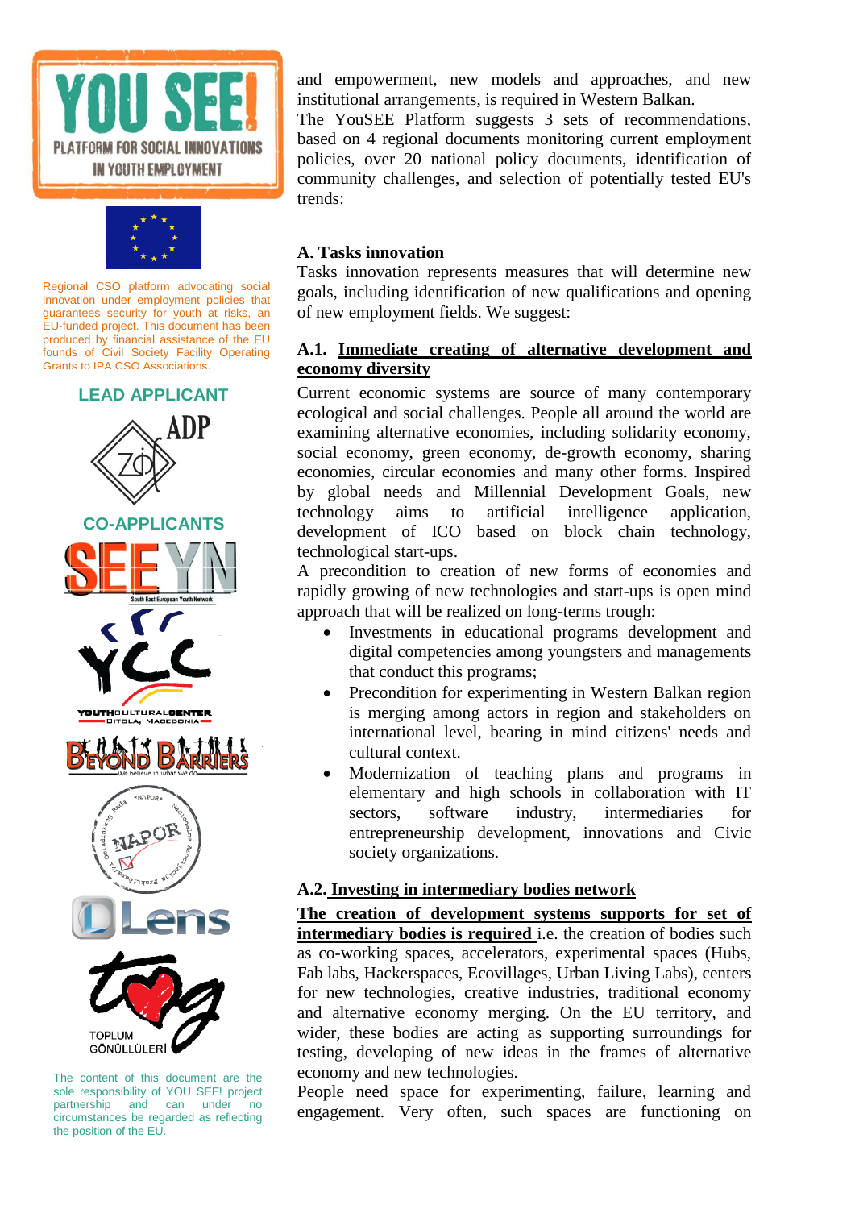Regional CSO platform advocating social innovation under employment policies that guarantees security for youth at risks, an EU-funded project. This document has been produced by financial assistance of the EU founds of Civil Society Facility Operating Grants to IPA CSO Associations.

**LEAD APPLICANT**

**CO-APPLICANTS**

The content of this document are the sole responsibility of YOU SEE! project partnership and can under no circumstances be regarded as reflecting the position of the EU.

and empowerment, new models and approaches, and new institutional arrangements, is required in Western Balkan.

The YouSEE Platform suggests 3 sets of recommendations, based on 4 regional documents monitoring current employment policies, over 20 national policy documents, identification of community challenges, and selection of potentially tested EU's trends:

### A. Tasks innovation

Tasks innovation represents measures that will determine new goals, including identification of new qualifications and opening of new employment fields. We suggest:

#### A.1. <u>Immediate creating of alternative development and economy diversity</u>

Current economic systems are source of many contemporary ecological and social challenges. People all around the world are examining alternative economies, including solidarity economy, social economy, green economy, de-growth economy, sharing economies, circular economies and many other forms. Inspired by global needs and Millennial Development Goals, new technology aims to artificial intelligence application, development of ICO based on block chain technology, technological start-ups.

A precondition to creation of new forms of economies and rapidly growing of new technologies and start-ups is open mind approach that will be realized on long-terms trough:

- Investments in educational programs development and digital competencies among youngsters and managements that conduct this programs;
- Precondition for experimenting in Western Balkan region is merging among actors in region and stakeholders on international level, bearing in mind citizens' needs and cultural context.
- Modernization of teaching plans and programs in elementary and high schools in collaboration with IT sectors, software industry, intermediaries for entrepreneurship development, innovations and Civic society organizations.

#### A.2. <u>Investing in intermediary bodies network</u>

**<u>The creation of development systems supports for set of intermediary bodies is required</u>** i.e. the creation of bodies such as co-working spaces, accelerators, experimental spaces (Hubs, Fab labs, Hackerspaces, Ecovillages, Urban Living Labs), centers for new technologies, creative industries, traditional economy and alternative economy merging. On the EU territory, and wider, these bodies are acting as supporting surroundings for testing, developing of new ideas in the frames of alternative economy and new technologies.

People need space for experimenting, failure, learning and engagement. Very often, such spaces are functioning on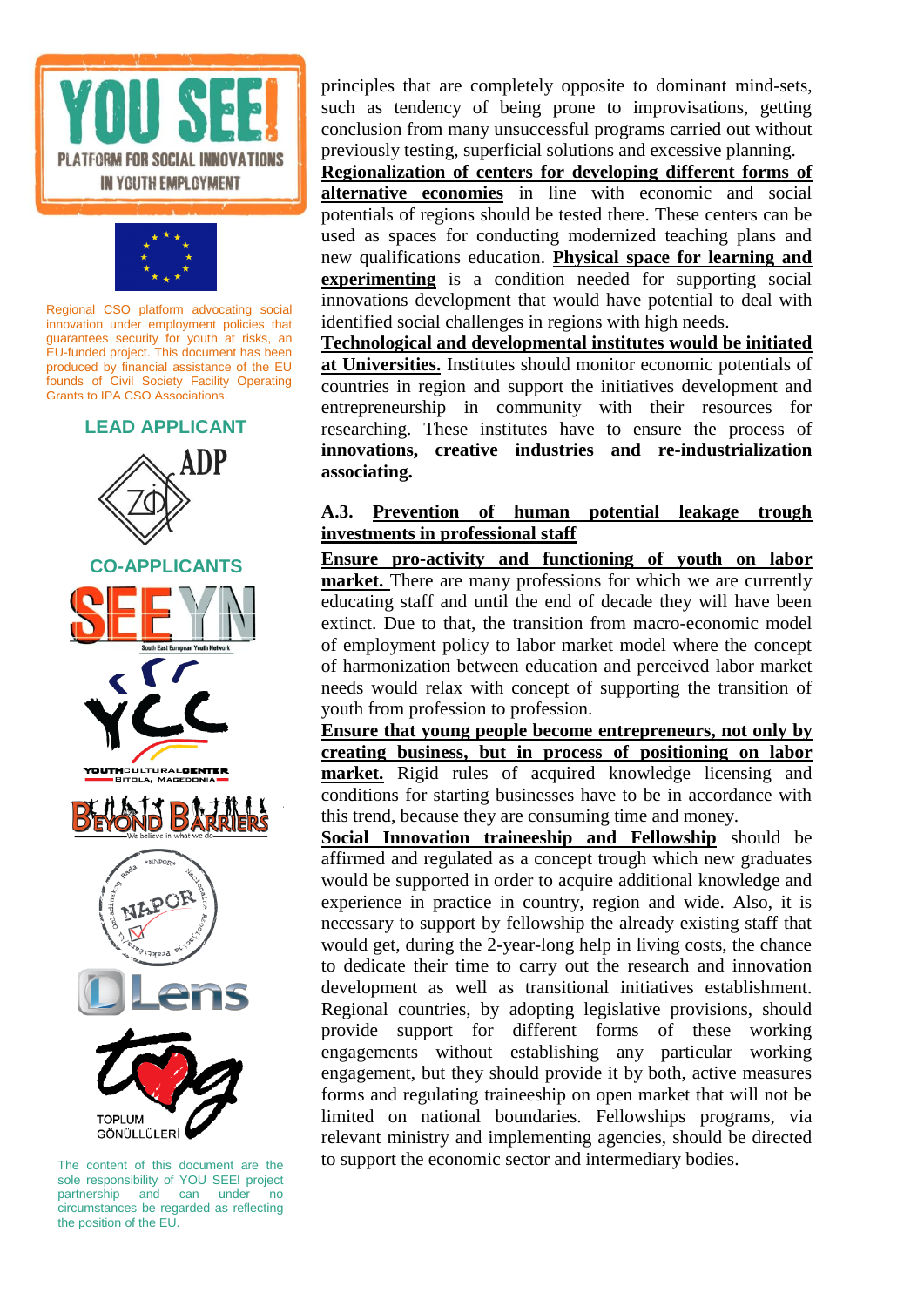principles that are completely opposite to dominant mind-sets, such as tendency of being prone to improvisations, getting conclusion from many unsuccessful programs carried out without previously testing, superficial solutions and excessive planning.

**Regionalization of centers for developing different forms of alternative economies** in line with economic and social potentials of regions should be tested there. These centers can be used as spaces for conducting modernized teaching plans and new qualifications education. **Physical space for learning and experimenting** is a condition needed for supporting social innovations development that would have potential to deal with identified social challenges in regions with high needs.

**Technological and developmental institutes would be initiated at Universities.** Institutes should monitor economic potentials of countries in region and support the initiatives development and entrepreneurship in community with their resources for researching. These institutes have to ensure the process of **innovations, creative industries and re-industrialization associating.**

### A.3. Prevention of human potential leakage trough investments in professional staff

**Ensure pro-activity and functioning of youth on labor market.** There are many professions for which we are currently educating staff and until the end of decade they will have been extinct. Due to that, the transition from macro-economic model of employment policy to labor market model where the concept of harmonization between education and perceived labor market needs would relax with concept of supporting the transition of youth from profession to profession.

**Ensure that young people become entrepreneurs, not only by creating business, but in process of positioning on labor market.** Rigid rules of acquired knowledge licensing and conditions for starting businesses have to be in accordance with this trend, because they are consuming time and money.

**Social Innovation traineeship and Fellowship** should be affirmed and regulated as a concept trough which new graduates would be supported in order to acquire additional knowledge and experience in practice in country, region and wide. Also, it is necessary to support by fellowship the already existing staff that would get, during the 2-year-long help in living costs, the chance to dedicate their time to carry out the research and innovation development as well as transitional initiatives establishment. Regional countries, by adopting legislative provisions, should provide support for different forms of these working engagements without establishing any particular working engagement, but they should provide it by both, active measures forms and regulating traineeship on open market that will not be limited on national boundaries. Fellowships programs, via relevant ministry and implementing agencies, should be directed to support the economic sector and intermediary bodies.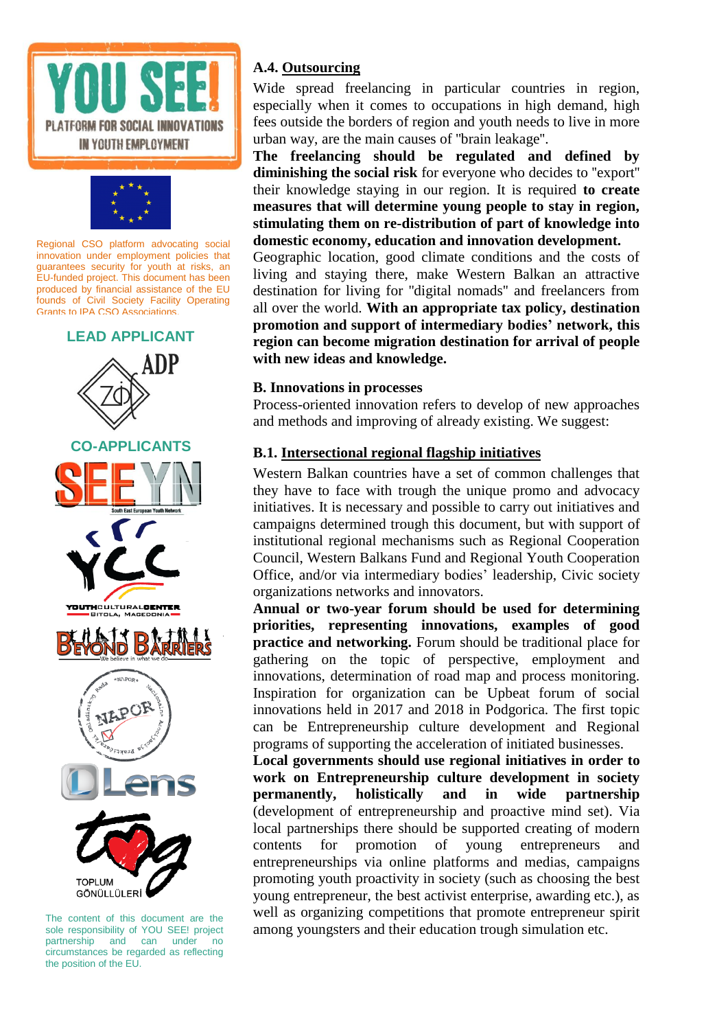Regional CSO platform advocating social innovation under employment policies that guarantees security for youth at risks, an EU-funded project. This document has been produced by financial assistance of the EU founds of Civil Society Facility Operating Grants to IPA CSO Associations.

LEAD APPLICANT

CO-APPLICANTS

The content of this document are the sole responsibility of YOU SEE! project partnership and can under no circumstances be regarded as reflecting the position of the EU.

#### A.4. Outsourcing

Wide spread freelancing in particular countries in region, especially when it comes to occupations in high demand, high fees outside the borders of region and youth needs to live in more urban way, are the main causes of "brain leakage".

**The freelancing should be regulated and defined by diminishing the social risk** for everyone who decides to "export" their knowledge staying in our region. It is required **to create measures that will determine young people to stay in region, stimulating them on re-distribution of part of knowledge into domestic economy, education and innovation development.**

Geographic location, good climate conditions and the costs of living and staying there, make Western Balkan an attractive destination for living for "digital nomads" and freelancers from all over the world. **With an appropriate tax policy, destination promotion and support of intermediary bodies' network, this region can become migration destination for arrival of people with new ideas and knowledge.**

### B. Innovations in processes

Process-oriented innovation refers to develop of new approaches and methods and improving of already existing. We suggest:

#### B.1. Intersectional regional flagship initiatives

Western Balkan countries have a set of common challenges that they have to face with trough the unique promo and advocacy initiatives. It is necessary and possible to carry out initiatives and campaigns determined trough this document, but with support of institutional regional mechanisms such as Regional Cooperation Council, Western Balkans Fund and Regional Youth Cooperation Office, and/or via intermediary bodies' leadership, Civic society organizations networks and innovators.

**Annual or two-year forum should be used for determining priorities, representing innovations, examples of good practice and networking.** Forum should be traditional place for gathering on the topic of perspective, employment and innovations, determination of road map and process monitoring. Inspiration for organization can be Upbeat forum of social innovations held in 2017 and 2018 in Podgorica. The first topic can be Entrepreneurship culture development and Regional programs of supporting the acceleration of initiated businesses.

**Local governments should use regional initiatives in order to work on Entrepreneurship culture development in society permanently, holistically and in wide partnership** (development of entrepreneurship and proactive mind set). Via local partnerships there should be supported creating of modern contents for promotion of young entrepreneurs and entrepreneurships via online platforms and medias, campaigns promoting youth proactivity in society (such as choosing the best young entrepreneur, the best activist enterprise, awarding etc.), as well as organizing competitions that promote entrepreneur spirit among youngsters and their education trough simulation etc.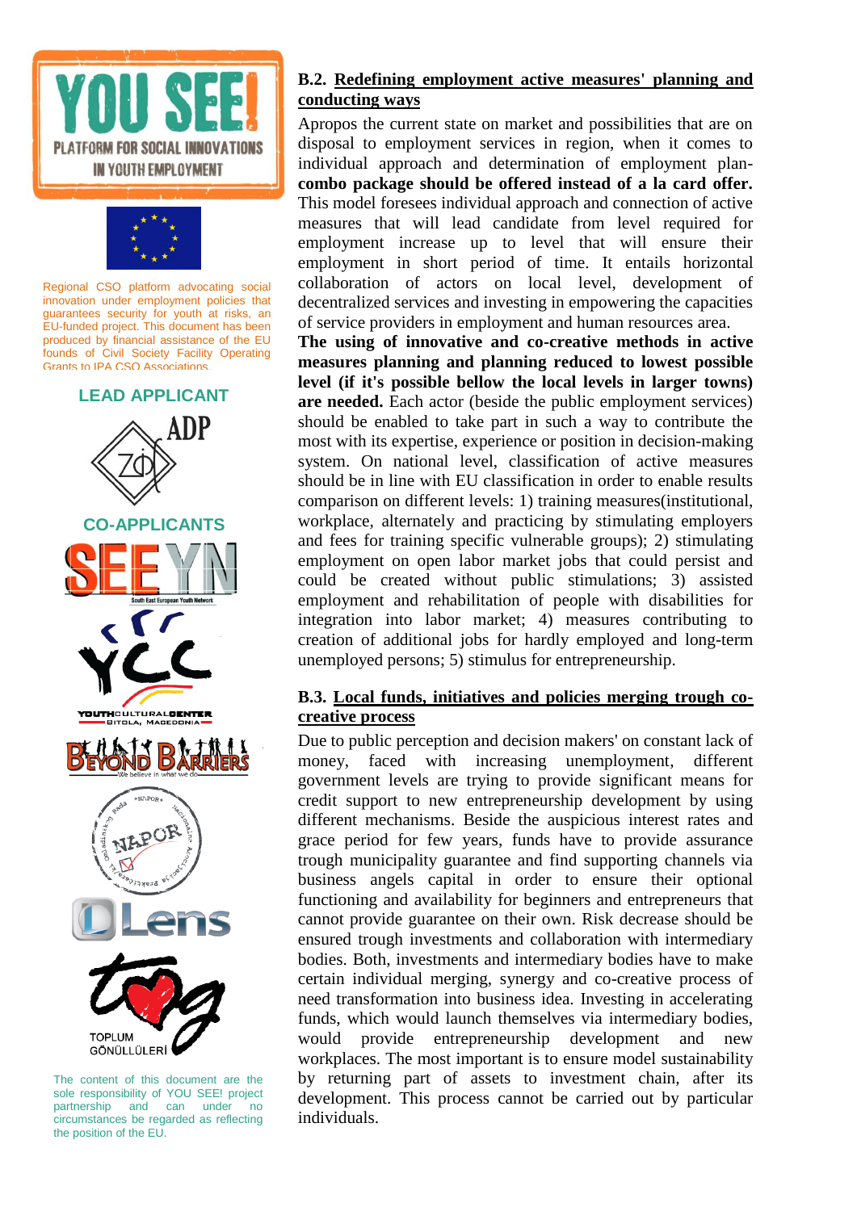## B.2. Redefining employment active measures' planning and conducting ways

Apropos the current state on market and possibilities that are on disposal to employment services in region, when it comes to individual approach and determination of employment plan- **combo package should be offered instead of a la card offer.** This model foresees individual approach and connection of active measures that will lead candidate from level required for employment increase up to level that will ensure their employment in short period of time. It entails horizontal collaboration of actors on local level, development of decentralized services and investing in empowering the capacities of service providers in employment and human resources area. **The using of innovative and co-creative methods in active measures planning and planning reduced to lowest possible level (if it's possible bellow the local levels in larger towns) are needed.** Each actor (beside the public employment services) should be enabled to take part in such a way to contribute the most with its expertise, experience or position in decision-making system. On national level, classification of active measures should be in line with EU classification in order to enable results comparison on different levels: 1) training measures(institutional, workplace, alternately and practicing by stimulating employers and fees for training specific vulnerable groups); 2) stimulating employment on open labor market jobs that could persist and could be created without public stimulations; 3) assisted employment and rehabilitation of people with disabilities for integration into labor market; 4) measures contributing to creation of additional jobs for hardly employed and long-term unemployed persons; 5) stimulus for entrepreneurship.

## B.3. Local funds, initiatives and policies merging trough co-creative process

Due to public perception and decision makers' on constant lack of money, faced with increasing unemployment, different government levels are trying to provide significant means for credit support to new entrepreneurship development by using different mechanisms. Beside the auspicious interest rates and grace period for few years, funds have to provide assurance trough municipality guarantee and find supporting channels via business angels capital in order to ensure their optional functioning and availability for beginners and entrepreneurs that cannot provide guarantee on their own. Risk decrease should be ensured trough investments and collaboration with intermediary bodies. Both, investments and intermediary bodies have to make certain individual merging, synergy and co-creative process of need transformation into business idea. Investing in accelerating funds, which would launch themselves via intermediary bodies, would provide entrepreneurship development and new workplaces. The most important is to ensure model sustainability by returning part of assets to investment chain, after its development. This process cannot be carried out by particular individuals.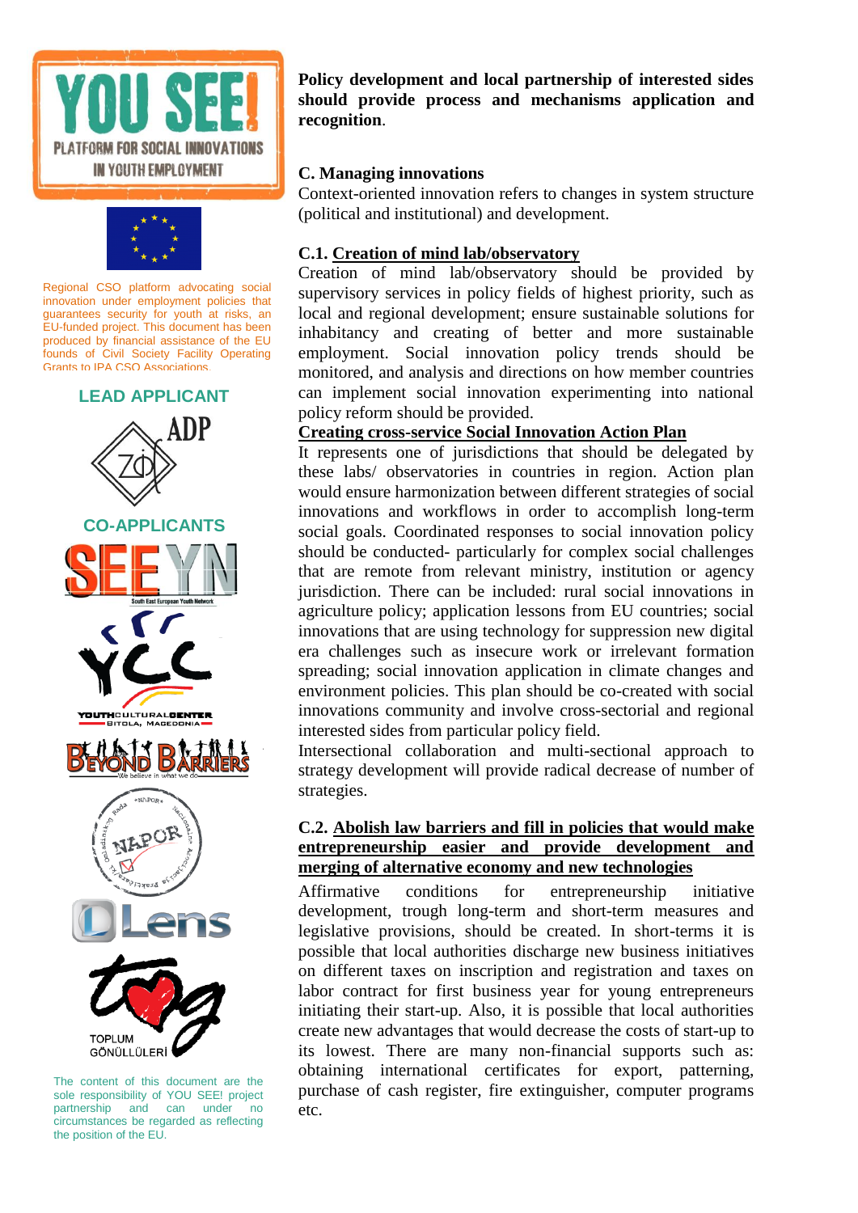YOU SEE! PLATFORM FOR SOCIAL INNOVATIONS IN YOUTH EMPLOYMENT

Regional CSO platform advocating social innovation under employment policies that guarantees security for youth at risks, an EU-funded project. This document has been produced by financial assistance of the EU founds of Civil Society Facility Operating Grants to IPA CSO Associations.

LEAD APPLICANT

ADP

CO-APPLICANTS

SEEYN South East European Youth Network

YOUTHCULTURALCENTER BITOLA, MACEDONIA

BEYOND BARRIERS We believe in what we do

NAPOR

Lens

TOPLUM GÖNÜLLÜLERİ

The content of this document are the sole responsibility of YOU SEE! project partnership and can under no circumstances be regarded as reflecting the position of the EU.

**Policy development and local partnership of interested sides should provide process and mechanisms application and recognition**.

## C. Managing innovations

Context-oriented innovation refers to changes in system structure (political and institutional) and development.

### C.1. Creation of mind lab/observatory

Creation of mind lab/observatory should be provided by supervisory services in policy fields of highest priority, such as local and regional development; ensure sustainable solutions for inhabitancy and creating of better and more sustainable employment. Social innovation policy trends should be monitored, and analysis and directions on how member countries can implement social innovation experimenting into national policy reform should be provided.

**Creating cross-service Social Innovation Action Plan**

It represents one of jurisdictions that should be delegated by these labs/ observatories in countries in region. Action plan would ensure harmonization between different strategies of social innovations and workflows in order to accomplish long-term social goals. Coordinated responses to social innovation policy should be conducted- particularly for complex social challenges that are remote from relevant ministry, institution or agency jurisdiction. There can be included: rural social innovations in agriculture policy; application lessons from EU countries; social innovations that are using technology for suppression new digital era challenges such as insecure work or irrelevant formation spreading; social innovation application in climate changes and environment policies. This plan should be co-created with social innovations community and involve cross-sectorial and regional interested sides from particular policy field.

Intersectional collaboration and multi-sectional approach to strategy development will provide radical decrease of number of strategies.

### C.2. Abolish law barriers and fill in policies that would make entrepreneurship easier and provide development and merging of alternative economy and new technologies

Affirmative conditions for entrepreneurship initiative development, trough long-term and short-term measures and legislative provisions, should be created. In short-terms it is possible that local authorities discharge new business initiatives on different taxes on inscription and registration and taxes on labor contract for first business year for young entrepreneurs initiating their start-up. Also, it is possible that local authorities create new advantages that would decrease the costs of start-up to its lowest. There are many non-financial supports such as: obtaining international certificates for export, patterning, purchase of cash register, fire extinguisher, computer programs etc.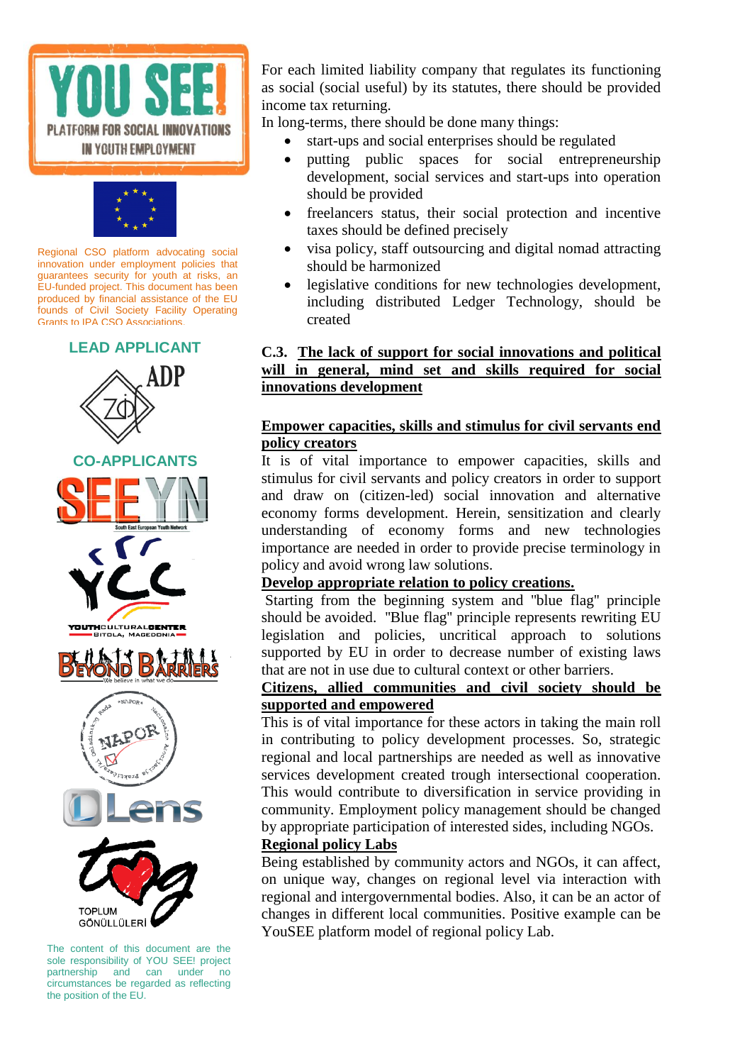Regional CSO platform advocating social innovation under employment policies that guarantees security for youth at risks, an EU-funded project. This document has been produced by financial assistance of the EU founds of Civil Society Facility Operating Grants to IPA CSO Associations.

LEAD APPLICANT

CO-APPLICANTS

The content of this document are the sole responsibility of YOU SEE! project partnership and can under no circumstances be regarded as reflecting the position of the EU.

For each limited liability company that regulates its functioning as social (social useful) by its statutes, there should be provided income tax returning.

In long-terms, there should be done many things:

- start-ups and social enterprises should be regulated
- putting public spaces for social entrepreneurship development, social services and start-ups into operation should be provided
- freelancers status, their social protection and incentive taxes should be defined precisely
- visa policy, staff outsourcing and digital nomad attracting should be harmonized
- legislative conditions for new technologies development, including distributed Ledger Technology, should be created

## C.3. The lack of support for social innovations and political will in general, mind set and skills required for social innovations development

### Empower capacities, skills and stimulus for civil servants end policy creators

It is of vital importance to empower capacities, skills and stimulus for civil servants and policy creators in order to support and draw on (citizen-led) social innovation and alternative economy forms development. Herein, sensitization and clearly understanding of economy forms and new technologies importance are needed in order to provide precise terminology in policy and avoid wrong law solutions.

### Develop appropriate relation to policy creations.

Starting from the beginning system and "blue flag" principle should be avoided. "Blue flag" principle represents rewriting EU legislation and policies, uncritical approach to solutions supported by EU in order to decrease number of existing laws that are not in use due to cultural context or other barriers.

### Citizens, allied communities and civil society should be supported and empowered

This is of vital importance for these actors in taking the main roll in contributing to policy development processes. So, strategic regional and local partnerships are needed as well as innovative services development created trough intersectional cooperation. This would contribute to diversification in service providing in community. Employment policy management should be changed by appropriate participation of interested sides, including NGOs.

### Regional policy Labs

Being established by community actors and NGOs, it can affect, on unique way, changes on regional level via interaction with regional and intergovernmental bodies. Also, it can be an actor of changes in different local communities. Positive example can be YouSEE platform model of regional policy Lab.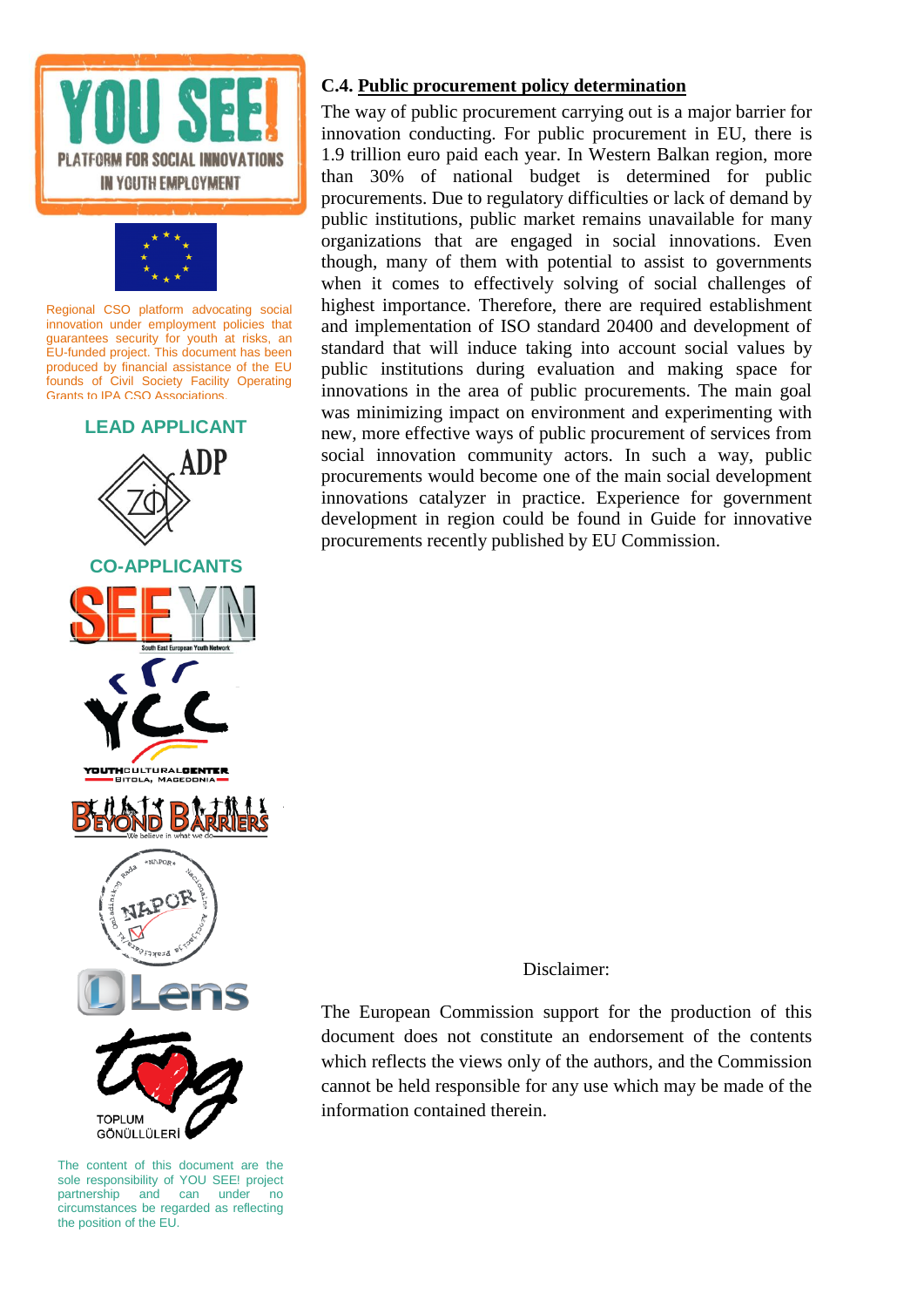YOU SEE!
PLATFORM FOR SOCIAL INNOVATIONS IN YOUTH EMPLOYMENT

Regional CSO platform advocating social innovation under employment policies that guarantees security for youth at risks, an EU-funded project. This document has been produced by financial assistance of the EU founds of Civil Society Facility Operating Grants to IPA CSO Associations.

LEAD APPLICANT

ADP

CO-APPLICANTS

SEEYN
South East European Youth Network

YOUTH CULTURAL CENTER BITOLA, MACEDONIA

BEYOND BARRIERS
We believe in what we do

NAPOR

Lens

TOPLUM GÖNÜLLÜLERİ

The content of this document are the sole responsibility of YOU SEE! project partnership and can under no circumstances be regarded as reflecting the position of the EU.

### C.4. Public procurement policy determination

The way of public procurement carrying out is a major barrier for innovation conducting. For public procurement in EU, there is 1.9 trillion euro paid each year. In Western Balkan region, more than 30% of national budget is determined for public procurements. Due to regulatory difficulties or lack of demand by public institutions, public market remains unavailable for many organizations that are engaged in social innovations. Even though, many of them with potential to assist to governments when it comes to effectively solving of social challenges of highest importance. Therefore, there are required establishment and implementation of ISO standard 20400 and development of standard that will induce taking into account social values by public institutions during evaluation and making space for innovations in the area of public procurements. The main goal was minimizing impact on environment and experimenting with new, more effective ways of public procurement of services from social innovation community actors. In such a way, public procurements would become one of the main social development innovations catalyzer in practice. Experience for government development in region could be found in Guide for innovative procurements recently published by EU Commission.

Disclaimer:

The European Commission support for the production of this document does not constitute an endorsement of the contents which reflects the views only of the authors, and the Commission cannot be held responsible for any use which may be made of the information contained therein.